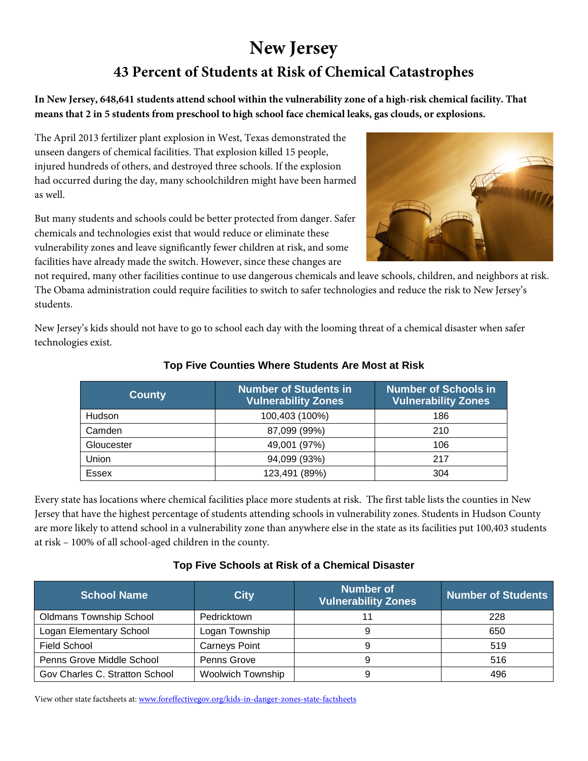# New Jersey

## 43 Percent of Students at Risk of Chemical Catastrophes

**In New Jersey, 648,641 students attend school within the vulnerability zone of a high-risk chemical facility. That means that 2 in 5 students from preschool to high school face chemical leaks, gas clouds, or explosions.**

The April 2013 fertilizer plant explosion in West, Texas demonstrated the unseen dangers of chemical facilities. That explosion killed 15 people, injured hundreds of others, and destroyed three schools. If the explosion had occurred during the day, many schoolchildren might have been harmed as well.

But many students and schools could be better protected from danger. Safer chemicals and technologies exist that would reduce or eliminate these vulnerability zones and leave significantly fewer children at risk, and some facilities have already made the switch. However, since these changes are not required, many other facilities continue to use dangerous chemicals and leave schools, children, and neighbors at risk. The Obama administration could require facilities to switch to safer technologies and reduce the risk to New Jersey's students.

New Jersey's kids should not have to go to school each day with the looming threat of a chemical disaster when safer technologies exist.

### Top Five Counties Where Students Are Most at Risk

| County | Number of Students in Vulnerability Zones | Number of Schools in Vulnerability Zones |
|---|---|---|
| Hudson | 100,403 (100%) | 186 |
| Camden | 87,099 (99%) | 210 |
| Gloucester | 49,001 (97%) | 106 |
| Union | 94,099 (93%) | 217 |
| Essex | 123,491 (89%) | 304 |

Every state has locations where chemical facilities place more students at risk. The first table lists the counties in New Jersey that have the highest percentage of students attending schools in vulnerability zones. Students in Hudson County are more likely to attend school in a vulnerability zone than anywhere else in the state as its facilities put 100,403 students at risk – 100% of all school-aged children in the county.

### Top Five Schools at Risk of a Chemical Disaster

| School Name | City | Number of Vulnerability Zones | Number of Students |
|---|---|---|---|
| Oldmans Township School | Pedricktown | 11 | 228 |
| Logan Elementary School | Logan Township | 9 | 650 |
| Field School | Carneys Point | 9 | 519 |
| Penns Grove Middle School | Penns Grove | 9 | 516 |
| Gov Charles C. Stratton School | Woolwich Township | 9 | 496 |

View other state factsheets at: www.foreffectivegov.org/kids-in-danger-zones-state-factsheets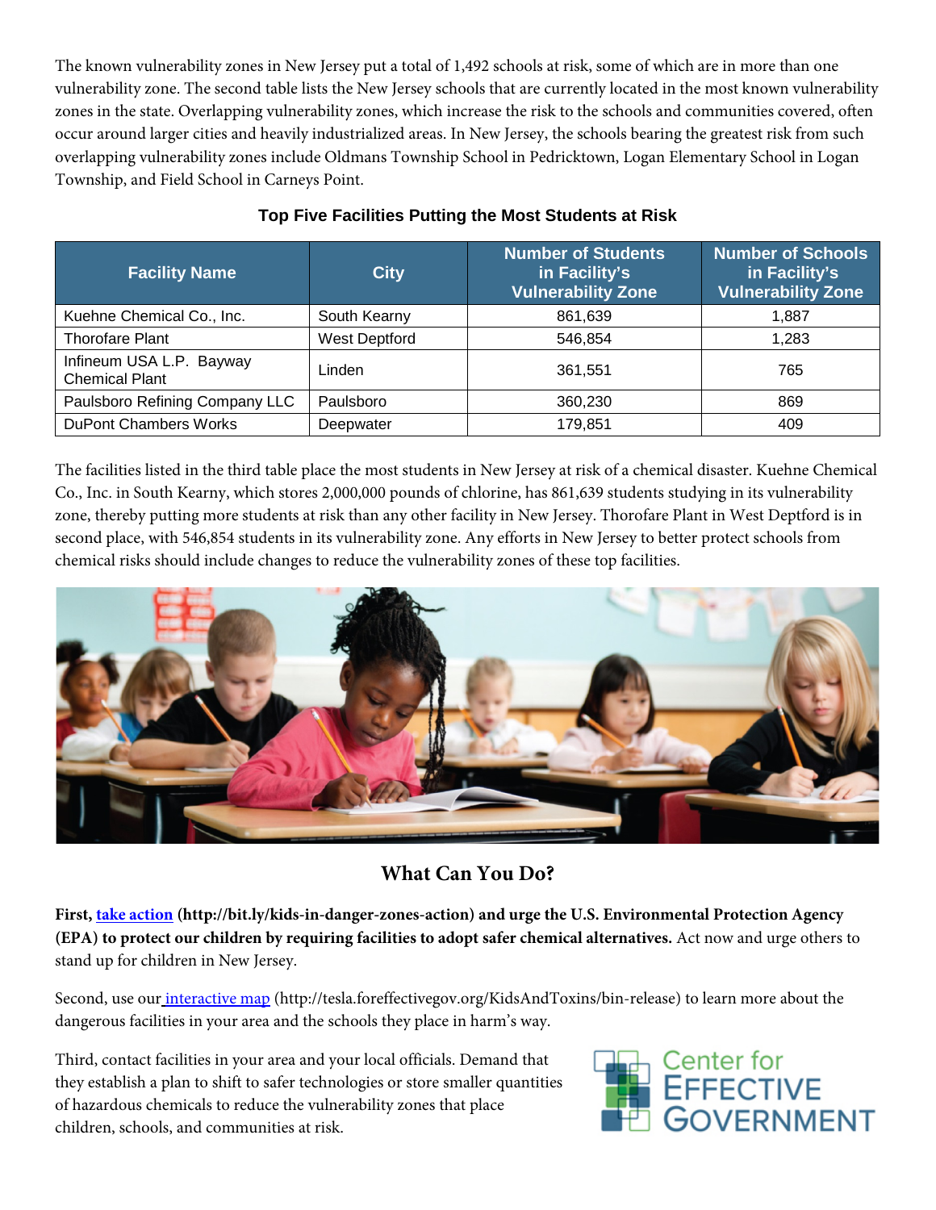The known vulnerability zones in New Jersey put a total of 1,492 schools at risk, some of which are in more than one vulnerability zone. The second table lists the New Jersey schools that are currently located in the most known vulnerability zones in the state. Overlapping vulnerability zones, which increase the risk to the schools and communities covered, often occur around larger cities and heavily industrialized areas. In New Jersey, the schools bearing the greatest risk from such overlapping vulnerability zones include Oldmans Township School in Pedricktown, Logan Elementary School in Logan Township, and Field School in Carneys Point.

### Top Five Facilities Putting the Most Students at Risk

| Facility Name | City | Number of Students in Facility's Vulnerability Zone | Number of Schools in Facility's Vulnerability Zone |
|---|---|---|---|
| Kuehne Chemical Co., Inc. | South Kearny | 861,639 | 1,887 |
| Thorofare Plant | West Deptford | 546,854 | 1,283 |
| Infineum USA L.P. Bayway Chemical Plant | Linden | 361,551 | 765 |
| Paulsboro Refining Company LLC | Paulsboro | 360,230 | 869 |
| DuPont Chambers Works | Deepwater | 179,851 | 409 |

The facilities listed in the third table place the most students in New Jersey at risk of a chemical disaster. Kuehne Chemical Co., Inc. in South Kearny, which stores 2,000,000 pounds of chlorine, has 861,639 students studying in its vulnerability zone, thereby putting more students at risk than any other facility in New Jersey. Thorofare Plant in West Deptford is in second place, with 546,854 students in its vulnerability zone. Any efforts in New Jersey to better protect schools from chemical risks should include changes to reduce the vulnerability zones of these top facilities.

## What Can You Do?

**First, take action (http://bit.ly/kids-in-danger-zones-action) and urge the U.S. Environmental Protection Agency (EPA) to protect our children by requiring facilities to adopt safer chemical alternatives.** Act now and urge others to stand up for children in New Jersey.

Second, use our interactive map (http://tesla.foreffectivegov.org/KidsAndToxins/bin-release) to learn more about the dangerous facilities in your area and the schools they place in harm's way.

Third, contact facilities in your area and your local officials. Demand that they establish a plan to shift to safer technologies or store smaller quantities of hazardous chemicals to reduce the vulnerability zones that place children, schools, and communities at risk.

Center for Effective Government